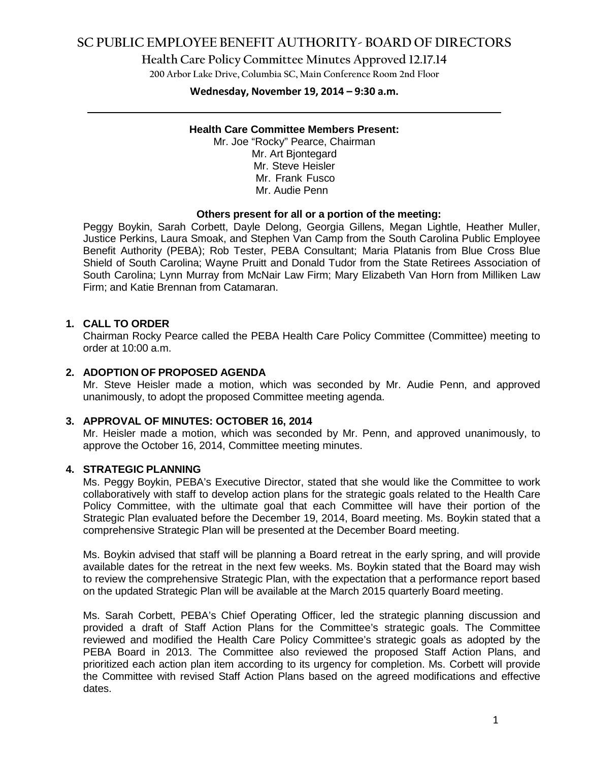# SC PUBLIC EMPLOYEE BENEFIT AUTHORITY- BOARD OF DIRECTORS

## Health Care Policy Committee Minutes Approved 12.17.14

200 Arbor Lake Drive, Columbia SC, Main Conference Room 2nd Floor

**Wednesday, November 19, 2014 – 9:30 a.m.**

**Health Care Committee Members Present:**

Mr. Joe "Rocky" Pearce, Chairman
Mr. Art Bjontegard
Mr. Steve Heisler
Mr. Frank Fusco
Mr. Audie Penn

**Others present for all or a portion of the meeting:**

Peggy Boykin, Sarah Corbett, Dayle Delong, Georgia Gillens, Megan Lightle, Heather Muller, Justice Perkins, Laura Smoak, and Stephen Van Camp from the South Carolina Public Employee Benefit Authority (PEBA); Rob Tester, PEBA Consultant; Maria Platanis from Blue Cross Blue Shield of South Carolina; Wayne Pruitt and Donald Tudor from the State Retirees Association of South Carolina; Lynn Murray from McNair Law Firm; Mary Elizabeth Van Horn from Milliken Law Firm; and Katie Brennan from Catamaran.

**1. CALL TO ORDER**

Chairman Rocky Pearce called the PEBA Health Care Policy Committee (Committee) meeting to order at 10:00 a.m.

**2. ADOPTION OF PROPOSED AGENDA**

Mr. Steve Heisler made a motion, which was seconded by Mr. Audie Penn, and approved unanimously, to adopt the proposed Committee meeting agenda.

**3. APPROVAL OF MINUTES: OCTOBER 16, 2014**

Mr. Heisler made a motion, which was seconded by Mr. Penn, and approved unanimously, to approve the October 16, 2014, Committee meeting minutes.

**4. STRATEGIC PLANNING**

Ms. Peggy Boykin, PEBA's Executive Director, stated that she would like the Committee to work collaboratively with staff to develop action plans for the strategic goals related to the Health Care Policy Committee, with the ultimate goal that each Committee will have their portion of the Strategic Plan evaluated before the December 19, 2014, Board meeting. Ms. Boykin stated that a comprehensive Strategic Plan will be presented at the December Board meeting.

Ms. Boykin advised that staff will be planning a Board retreat in the early spring, and will provide available dates for the retreat in the next few weeks. Ms. Boykin stated that the Board may wish to review the comprehensive Strategic Plan, with the expectation that a performance report based on the updated Strategic Plan will be available at the March 2015 quarterly Board meeting.

Ms. Sarah Corbett, PEBA's Chief Operating Officer, led the strategic planning discussion and provided a draft of Staff Action Plans for the Committee's strategic goals. The Committee reviewed and modified the Health Care Policy Committee's strategic goals as adopted by the PEBA Board in 2013. The Committee also reviewed the proposed Staff Action Plans, and prioritized each action plan item according to its urgency for completion. Ms. Corbett will provide the Committee with revised Staff Action Plans based on the agreed modifications and effective dates.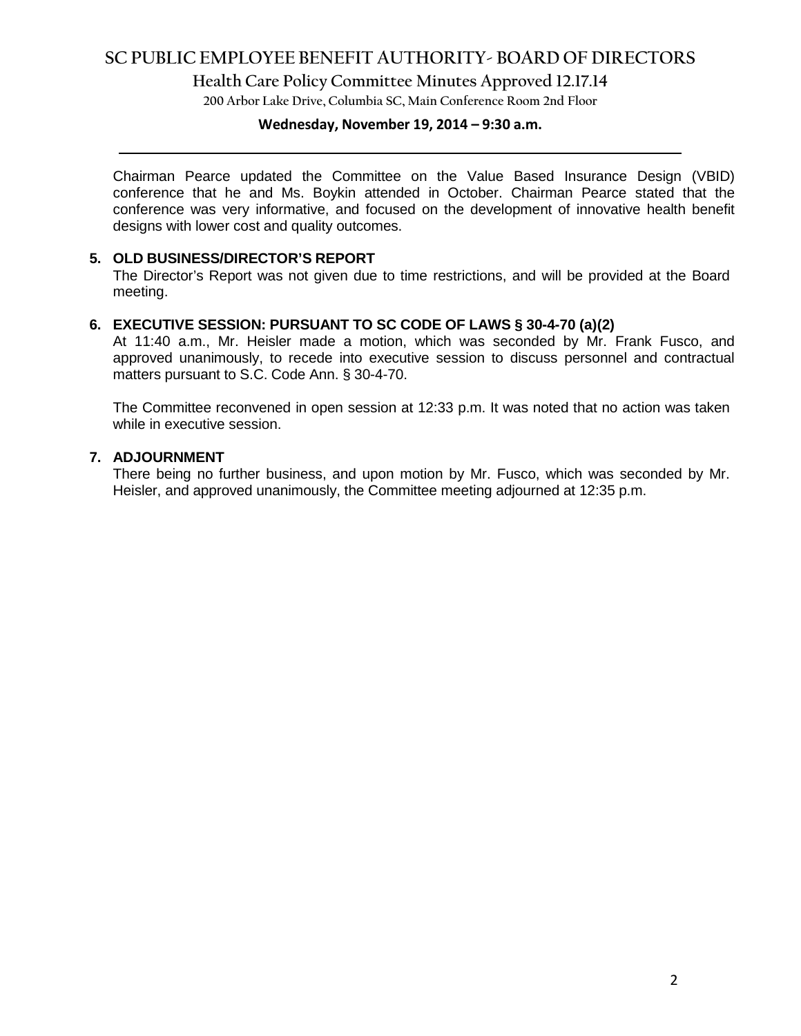Chairman Pearce updated the Committee on the Value Based Insurance Design (VBID) conference that he and Ms. Boykin attended in October. Chairman Pearce stated that the conference was very informative, and focused on the development of innovative health benefit designs with lower cost and quality outcomes.

**5. OLD BUSINESS/DIRECTOR'S REPORT**

The Director's Report was not given due to time restrictions, and will be provided at the Board meeting.

**6. EXECUTIVE SESSION: PURSUANT TO SC CODE OF LAWS § 30-4-70 (a)(2)**

At 11:40 a.m., Mr. Heisler made a motion, which was seconded by Mr. Frank Fusco, and approved unanimously, to recede into executive session to discuss personnel and contractual matters pursuant to S.C. Code Ann. § 30-4-70.

The Committee reconvened in open session at 12:33 p.m. It was noted that no action was taken while in executive session.

**7. ADJOURNMENT**

There being no further business, and upon motion by Mr. Fusco, which was seconded by Mr. Heisler, and approved unanimously, the Committee meeting adjourned at 12:35 p.m.